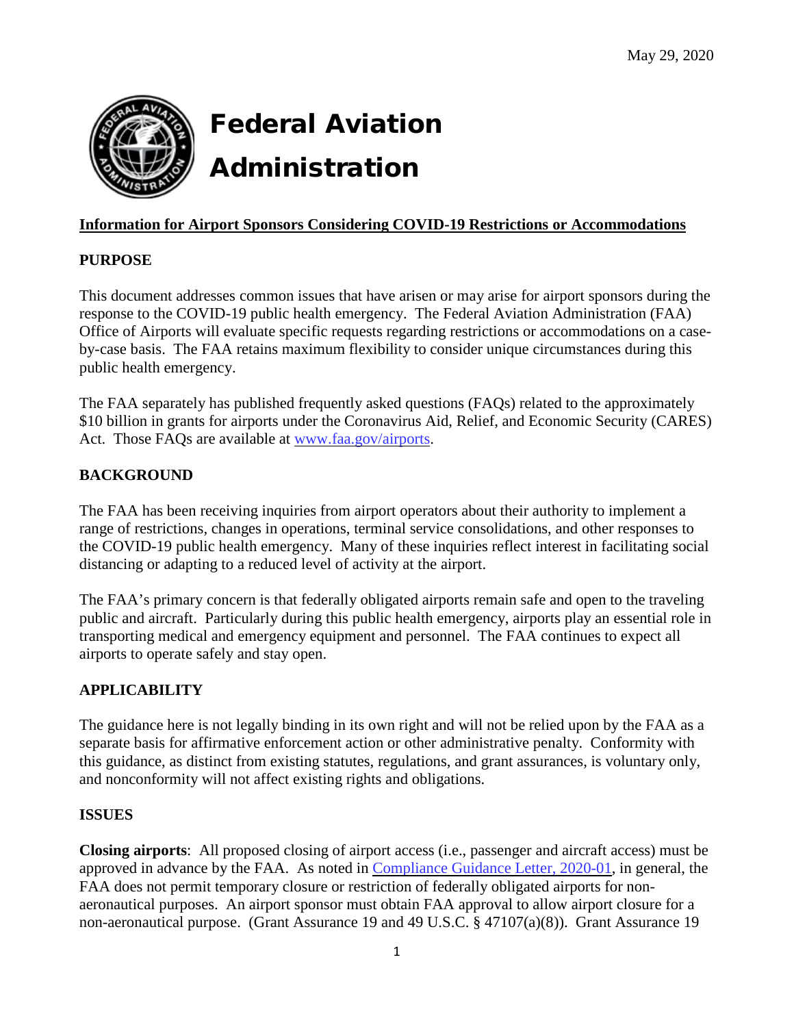May 29, 2020

# Federal Aviation Administration

## Information for Airport Sponsors Considering COVID-19 Restrictions or Accommodations

### PURPOSE

This document addresses common issues that have arisen or may arise for airport sponsors during the response to the COVID-19 public health emergency. The Federal Aviation Administration (FAA) Office of Airports will evaluate specific requests regarding restrictions or accommodations on a case-by-case basis. The FAA retains maximum flexibility to consider unique circumstances during this public health emergency.

The FAA separately has published frequently asked questions (FAQs) related to the approximately $10 billion in grants for airports under the Coronavirus Aid, Relief, and Economic Security (CARES) Act. Those FAQs are available at [www.faa.gov/airports](www.faa.gov/airports).

### BACKGROUND

The FAA has been receiving inquiries from airport operators about their authority to implement a range of restrictions, changes in operations, terminal service consolidations, and other responses to the COVID-19 public health emergency. Many of these inquiries reflect interest in facilitating social distancing or adapting to a reduced level of activity at the airport.

The FAA's primary concern is that federally obligated airports remain safe and open to the traveling public and aircraft. Particularly during this public health emergency, airports play an essential role in transporting medical and emergency equipment and personnel. The FAA continues to expect all airports to operate safely and stay open.

### APPLICABILITY

The guidance here is not legally binding in its own right and will not be relied upon by the FAA as a separate basis for affirmative enforcement action or other administrative penalty. Conformity with this guidance, as distinct from existing statutes, regulations, and grant assurances, is voluntary only, and nonconformity will not affect existing rights and obligations.

### ISSUES

**Closing airports**: All proposed closing of airport access (i.e., passenger and aircraft access) must be approved in advance by the FAA. As noted in Compliance Guidance Letter, 2020-01, in general, the FAA does not permit temporary closure or restriction of federally obligated airports for non-aeronautical purposes. An airport sponsor must obtain FAA approval to allow airport closure for a non-aeronautical purpose. (Grant Assurance 19 and 49 U.S.C. § 47107(a)(8)). Grant Assurance 19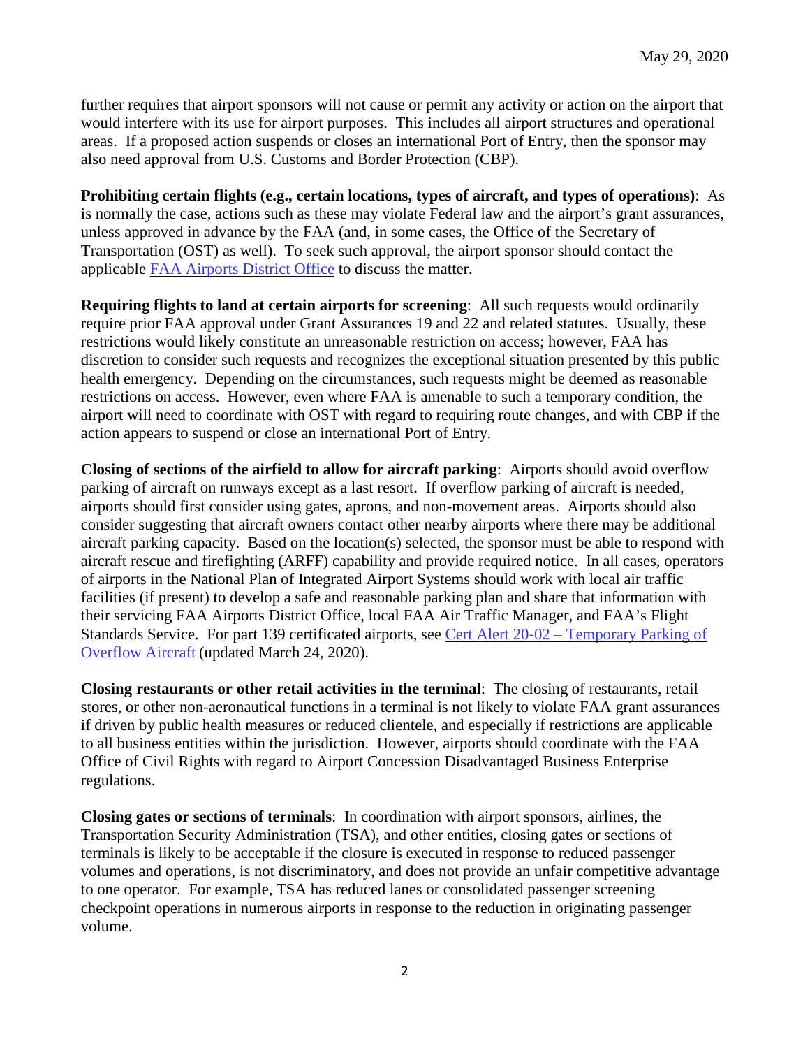further requires that airport sponsors will not cause or permit any activity or action on the airport that would interfere with its use for airport purposes. This includes all airport structures and operational areas. If a proposed action suspends or closes an international Port of Entry, then the sponsor may also need approval from U.S. Customs and Border Protection (CBP).

**Prohibiting certain flights (e.g., certain locations, types of aircraft, and types of operations)**: As is normally the case, actions such as these may violate Federal law and the airport's grant assurances, unless approved in advance by the FAA (and, in some cases, the Office of the Secretary of Transportation (OST) as well). To seek such approval, the airport sponsor should contact the applicable FAA Airports District Office to discuss the matter.

**Requiring flights to land at certain airports for screening**: All such requests would ordinarily require prior FAA approval under Grant Assurances 19 and 22 and related statutes. Usually, these restrictions would likely constitute an unreasonable restriction on access; however, FAA has discretion to consider such requests and recognizes the exceptional situation presented by this public health emergency. Depending on the circumstances, such requests might be deemed as reasonable restrictions on access. However, even where FAA is amenable to such a temporary condition, the airport will need to coordinate with OST with regard to requiring route changes, and with CBP if the action appears to suspend or close an international Port of Entry.

**Closing of sections of the airfield to allow for aircraft parking**: Airports should avoid overflow parking of aircraft on runways except as a last resort. If overflow parking of aircraft is needed, airports should first consider using gates, aprons, and non-movement areas. Airports should also consider suggesting that aircraft owners contact other nearby airports where there may be additional aircraft parking capacity. Based on the location(s) selected, the sponsor must be able to respond with aircraft rescue and firefighting (ARFF) capability and provide required notice. In all cases, operators of airports in the National Plan of Integrated Airport Systems should work with local air traffic facilities (if present) to develop a safe and reasonable parking plan and share that information with their servicing FAA Airports District Office, local FAA Air Traffic Manager, and FAA's Flight Standards Service. For part 139 certificated airports, see Cert Alert 20-02 – Temporary Parking of Overflow Aircraft (updated March 24, 2020).

**Closing restaurants or other retail activities in the terminal**: The closing of restaurants, retail stores, or other non-aeronautical functions in a terminal is not likely to violate FAA grant assurances if driven by public health measures or reduced clientele, and especially if restrictions are applicable to all business entities within the jurisdiction. However, airports should coordinate with the FAA Office of Civil Rights with regard to Airport Concession Disadvantaged Business Enterprise regulations.

**Closing gates or sections of terminals**: In coordination with airport sponsors, airlines, the Transportation Security Administration (TSA), and other entities, closing gates or sections of terminals is likely to be acceptable if the closure is executed in response to reduced passenger volumes and operations, is not discriminatory, and does not provide an unfair competitive advantage to one operator. For example, TSA has reduced lanes or consolidated passenger screening checkpoint operations in numerous airports in response to the reduction in originating passenger volume.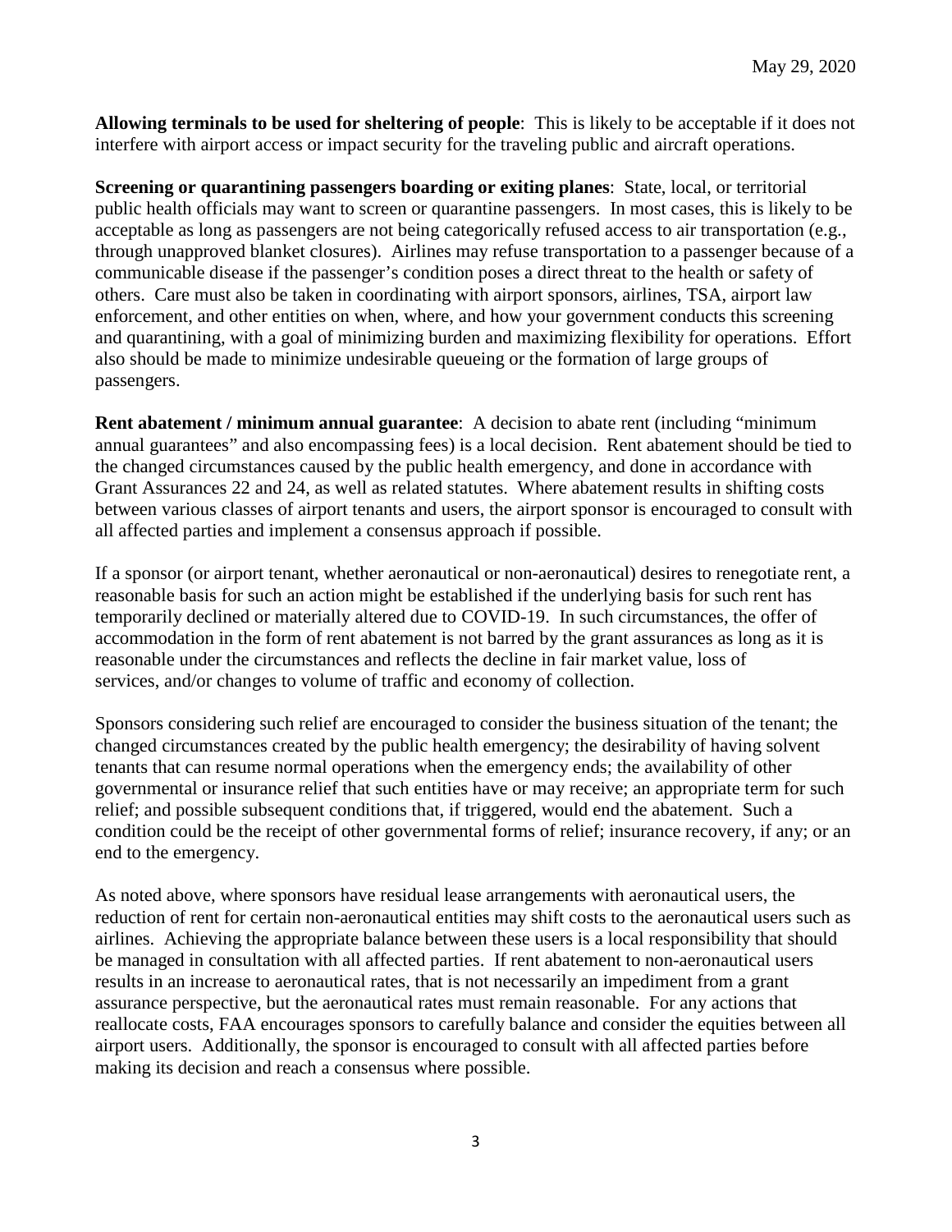May 29, 2020

**Allowing terminals to be used for sheltering of people**: This is likely to be acceptable if it does not interfere with airport access or impact security for the traveling public and aircraft operations.

**Screening or quarantining passengers boarding or exiting planes**: State, local, or territorial public health officials may want to screen or quarantine passengers. In most cases, this is likely to be acceptable as long as passengers are not being categorically refused access to air transportation (e.g., through unapproved blanket closures). Airlines may refuse transportation to a passenger because of a communicable disease if the passenger's condition poses a direct threat to the health or safety of others. Care must also be taken in coordinating with airport sponsors, airlines, TSA, airport law enforcement, and other entities on when, where, and how your government conducts this screening and quarantining, with a goal of minimizing burden and maximizing flexibility for operations. Effort also should be made to minimize undesirable queueing or the formation of large groups of passengers.

**Rent abatement / minimum annual guarantee**: A decision to abate rent (including "minimum annual guarantees" and also encompassing fees) is a local decision. Rent abatement should be tied to the changed circumstances caused by the public health emergency, and done in accordance with Grant Assurances 22 and 24, as well as related statutes. Where abatement results in shifting costs between various classes of airport tenants and users, the airport sponsor is encouraged to consult with all affected parties and implement a consensus approach if possible.

If a sponsor (or airport tenant, whether aeronautical or non-aeronautical) desires to renegotiate rent, a reasonable basis for such an action might be established if the underlying basis for such rent has temporarily declined or materially altered due to COVID-19. In such circumstances, the offer of accommodation in the form of rent abatement is not barred by the grant assurances as long as it is reasonable under the circumstances and reflects the decline in fair market value, loss of services, and/or changes to volume of traffic and economy of collection.

Sponsors considering such relief are encouraged to consider the business situation of the tenant; the changed circumstances created by the public health emergency; the desirability of having solvent tenants that can resume normal operations when the emergency ends; the availability of other governmental or insurance relief that such entities have or may receive; an appropriate term for such relief; and possible subsequent conditions that, if triggered, would end the abatement. Such a condition could be the receipt of other governmental forms of relief; insurance recovery, if any; or an end to the emergency.

As noted above, where sponsors have residual lease arrangements with aeronautical users, the reduction of rent for certain non-aeronautical entities may shift costs to the aeronautical users such as airlines. Achieving the appropriate balance between these users is a local responsibility that should be managed in consultation with all affected parties. If rent abatement to non-aeronautical users results in an increase to aeronautical rates, that is not necessarily an impediment from a grant assurance perspective, but the aeronautical rates must remain reasonable. For any actions that reallocate costs, FAA encourages sponsors to carefully balance and consider the equities between all airport users. Additionally, the sponsor is encouraged to consult with all affected parties before making its decision and reach a consensus where possible.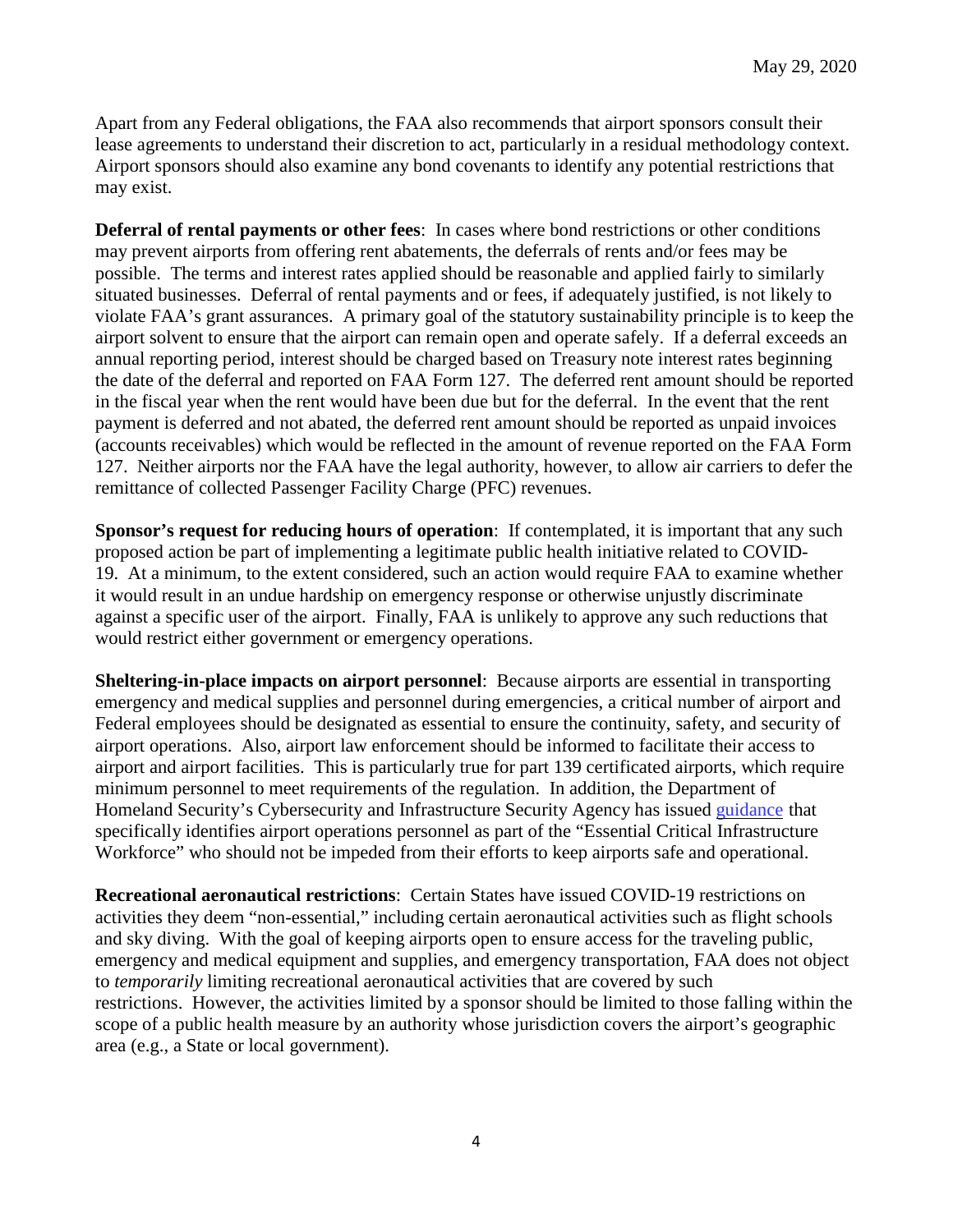Apart from any Federal obligations, the FAA also recommends that airport sponsors consult their lease agreements to understand their discretion to act, particularly in a residual methodology context. Airport sponsors should also examine any bond covenants to identify any potential restrictions that may exist.

**Deferral of rental payments or other fees**: In cases where bond restrictions or other conditions may prevent airports from offering rent abatements, the deferrals of rents and/or fees may be possible. The terms and interest rates applied should be reasonable and applied fairly to similarly situated businesses. Deferral of rental payments and or fees, if adequately justified, is not likely to violate FAA's grant assurances. A primary goal of the statutory sustainability principle is to keep the airport solvent to ensure that the airport can remain open and operate safely. If a deferral exceeds an annual reporting period, interest should be charged based on Treasury note interest rates beginning the date of the deferral and reported on FAA Form 127. The deferred rent amount should be reported in the fiscal year when the rent would have been due but for the deferral. In the event that the rent payment is deferred and not abated, the deferred rent amount should be reported as unpaid invoices (accounts receivables) which would be reflected in the amount of revenue reported on the FAA Form 127. Neither airports nor the FAA have the legal authority, however, to allow air carriers to defer the remittance of collected Passenger Facility Charge (PFC) revenues.

**Sponsor's request for reducing hours of operation**: If contemplated, it is important that any such proposed action be part of implementing a legitimate public health initiative related to COVID-19. At a minimum, to the extent considered, such an action would require FAA to examine whether it would result in an undue hardship on emergency response or otherwise unjustly discriminate against a specific user of the airport. Finally, FAA is unlikely to approve any such reductions that would restrict either government or emergency operations.

**Sheltering-in-place impacts on airport personnel**: Because airports are essential in transporting emergency and medical supplies and personnel during emergencies, a critical number of airport and Federal employees should be designated as essential to ensure the continuity, safety, and security of airport operations. Also, airport law enforcement should be informed to facilitate their access to airport and airport facilities. This is particularly true for part 139 certificated airports, which require minimum personnel to meet requirements of the regulation. In addition, the Department of Homeland Security's Cybersecurity and Infrastructure Security Agency has issued guidance that specifically identifies airport operations personnel as part of the "Essential Critical Infrastructure Workforce" who should not be impeded from their efforts to keep airports safe and operational.

**Recreational aeronautical restrictions**: Certain States have issued COVID-19 restrictions on activities they deem "non-essential," including certain aeronautical activities such as flight schools and sky diving. With the goal of keeping airports open to ensure access for the traveling public, emergency and medical equipment and supplies, and emergency transportation, FAA does not object to *temporarily* limiting recreational aeronautical activities that are covered by such restrictions. However, the activities limited by a sponsor should be limited to those falling within the scope of a public health measure by an authority whose jurisdiction covers the airport's geographic area (e.g., a State or local government).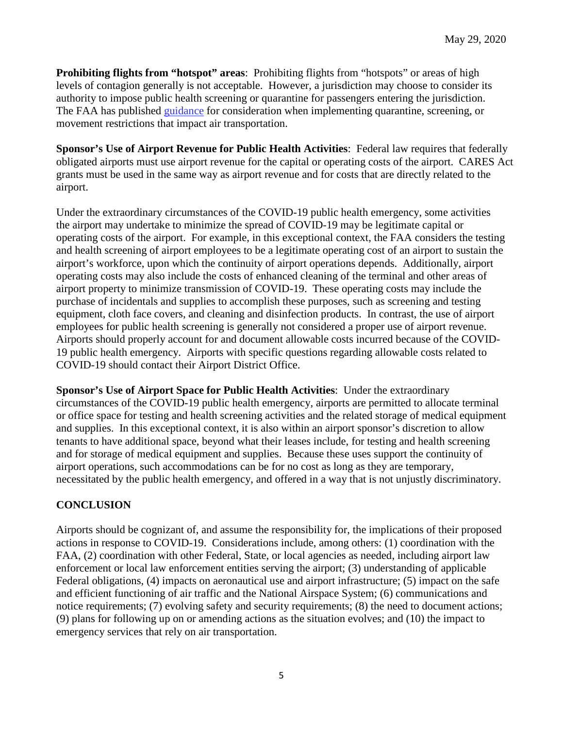**Prohibiting flights from "hotspot" areas**: Prohibiting flights from "hotspots" or areas of high levels of contagion generally is not acceptable. However, a jurisdiction may choose to consider its authority to impose public health screening or quarantine for passengers entering the jurisdiction. The FAA has published guidance for consideration when implementing quarantine, screening, or movement restrictions that impact air transportation.

**Sponsor's Use of Airport Revenue for Public Health Activities**: Federal law requires that federally obligated airports must use airport revenue for the capital or operating costs of the airport. CARES Act grants must be used in the same way as airport revenue and for costs that are directly related to the airport.

Under the extraordinary circumstances of the COVID-19 public health emergency, some activities the airport may undertake to minimize the spread of COVID-19 may be legitimate capital or operating costs of the airport. For example, in this exceptional context, the FAA considers the testing and health screening of airport employees to be a legitimate operating cost of an airport to sustain the airport's workforce, upon which the continuity of airport operations depends. Additionally, airport operating costs may also include the costs of enhanced cleaning of the terminal and other areas of airport property to minimize transmission of COVID-19. These operating costs may include the purchase of incidentals and supplies to accomplish these purposes, such as screening and testing equipment, cloth face covers, and cleaning and disinfection products. In contrast, the use of airport employees for public health screening is generally not considered a proper use of airport revenue. Airports should properly account for and document allowable costs incurred because of the COVID-19 public health emergency. Airports with specific questions regarding allowable costs related to COVID-19 should contact their Airport District Office.

**Sponsor's Use of Airport Space for Public Health Activities**: Under the extraordinary circumstances of the COVID-19 public health emergency, airports are permitted to allocate terminal or office space for testing and health screening activities and the related storage of medical equipment and supplies. In this exceptional context, it is also within an airport sponsor's discretion to allow tenants to have additional space, beyond what their leases include, for testing and health screening and for storage of medical equipment and supplies. Because these uses support the continuity of airport operations, such accommodations can be for no cost as long as they are temporary, necessitated by the public health emergency, and offered in a way that is not unjustly discriminatory.

## CONCLUSION

Airports should be cognizant of, and assume the responsibility for, the implications of their proposed actions in response to COVID-19. Considerations include, among others: (1) coordination with the FAA, (2) coordination with other Federal, State, or local agencies as needed, including airport law enforcement or local law enforcement entities serving the airport; (3) understanding of applicable Federal obligations, (4) impacts on aeronautical use and airport infrastructure; (5) impact on the safe and efficient functioning of air traffic and the National Airspace System; (6) communications and notice requirements; (7) evolving safety and security requirements; (8) the need to document actions; (9) plans for following up on or amending actions as the situation evolves; and (10) the impact to emergency services that rely on air transportation.